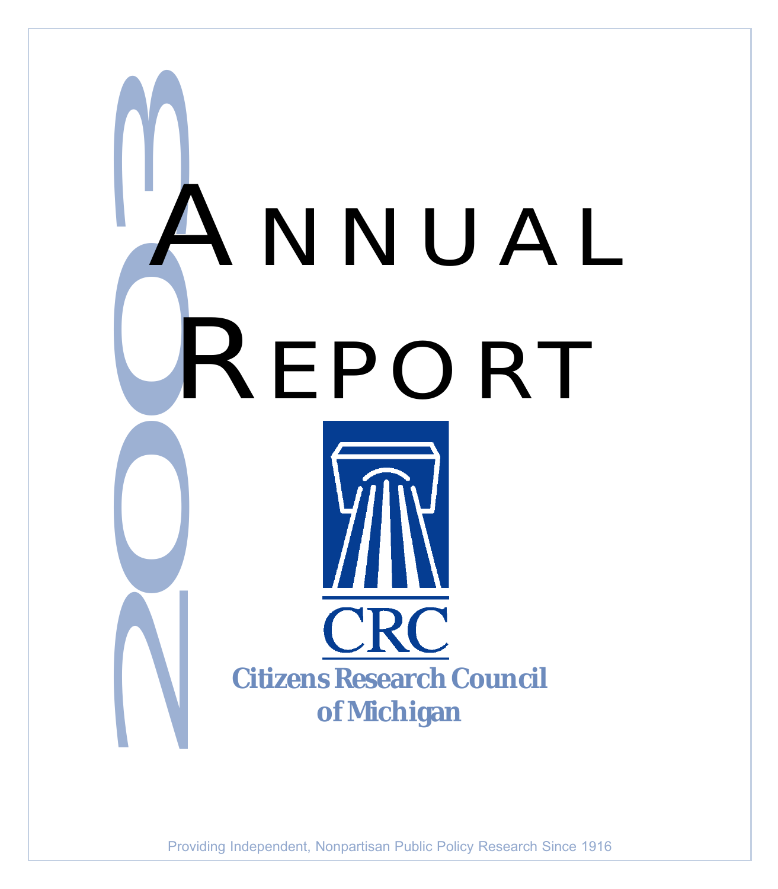# 2003 Annual Report

CRC

**Citizens Research Council of Michigan**

Providing Independent, Nonpartisan Public Policy Research Since 1916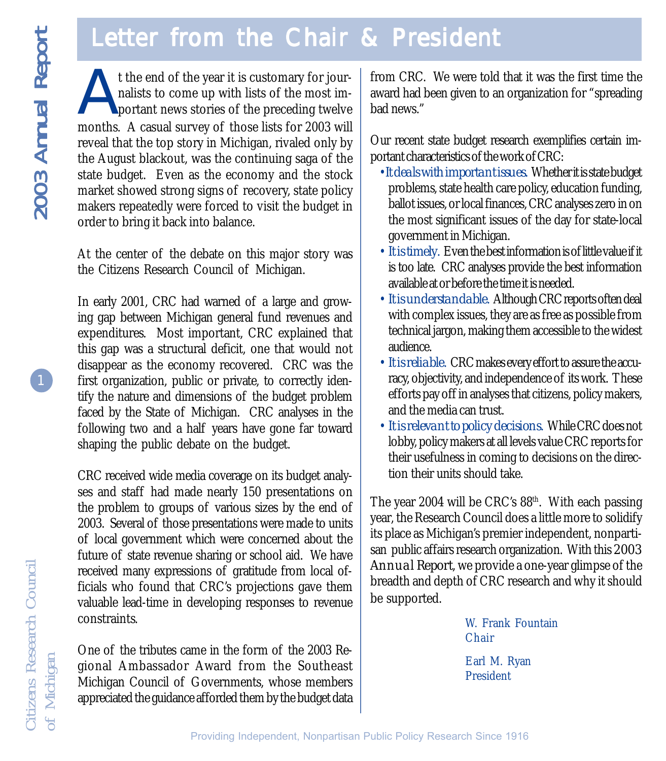# Letter from the Chair & President

At the end of the year it is customary for journalists to come up with lists of the most important news stories of the preceding twelve months. A casual survey of those lists for 2003 will reveal that the top story in Michigan, rivaled only by the August blackout, was the continuing saga of the state budget. Even as the economy and the stock market showed strong signs of recovery, state policy makers repeatedly were forced to visit the budget in order to bring it back into balance.

At the center of the debate on this major story was the Citizens Research Council of Michigan.

In early 2001, CRC had warned of a large and growing gap between Michigan general fund revenues and expenditures. Most important, CRC explained that this gap was a structural deficit, one that would not disappear as the economy recovered. CRC was the first organization, public or private, to correctly identify the nature and dimensions of the budget problem faced by the State of Michigan. CRC analyses in the following two and a half years have gone far toward shaping the public debate on the budget.

CRC received wide media coverage on its budget analyses and staff had made nearly 150 presentations on the problem to groups of various sizes by the end of 2003. Several of those presentations were made to units of local government which were concerned about the future of state revenue sharing or school aid. We have received many expressions of gratitude from local officials who found that CRC's projections gave them valuable lead-time in developing responses to revenue constraints.

One of the tributes came in the form of the 2003 Regional Ambassador Award from the Southeast Michigan Council of Governments, whose members appreciated the guidance afforded them by the budget data from CRC. We were told that it was the first time the award had been given to an organization for "spreading bad news."

Our recent state budget research exemplifies certain important characteristics of the work of CRC:

- *It deals with important issues.* Whether it is state budget problems, state health care policy, education funding, ballot issues, or local finances, CRC analyses zero in on the most significant issues of the day for state-local government in Michigan.
- *It is timely.* Even the best information is of little value if it is too late. CRC analyses provide the best information available at or before the time it is needed.
- *It is understandable.* Although CRC reports often deal with complex issues, they are as free as possible from technical jargon, making them accessible to the widest audience.
- *It is reliable.* CRC makes every effort to assure the accuracy, objectivity, and independence of its work. These efforts pay off in analyses that citizens, policy makers, and the media can trust.
- *It is relevant to policy decisions.* While CRC does not lobby, policy makers at all levels value CRC reports for their usefulness in coming to decisions on the direction their units should take.

The year 2004 will be CRC's 88th. With each passing year, the Research Council does a little more to solidify its place as Michigan's premier independent, nonpartisan public affairs research organization. With this 2003 Annual Report, we provide a one-year glimpse of the breadth and depth of CRC research and why it should be supported.

W. Frank Fountain
Chair

Earl M. Ryan
President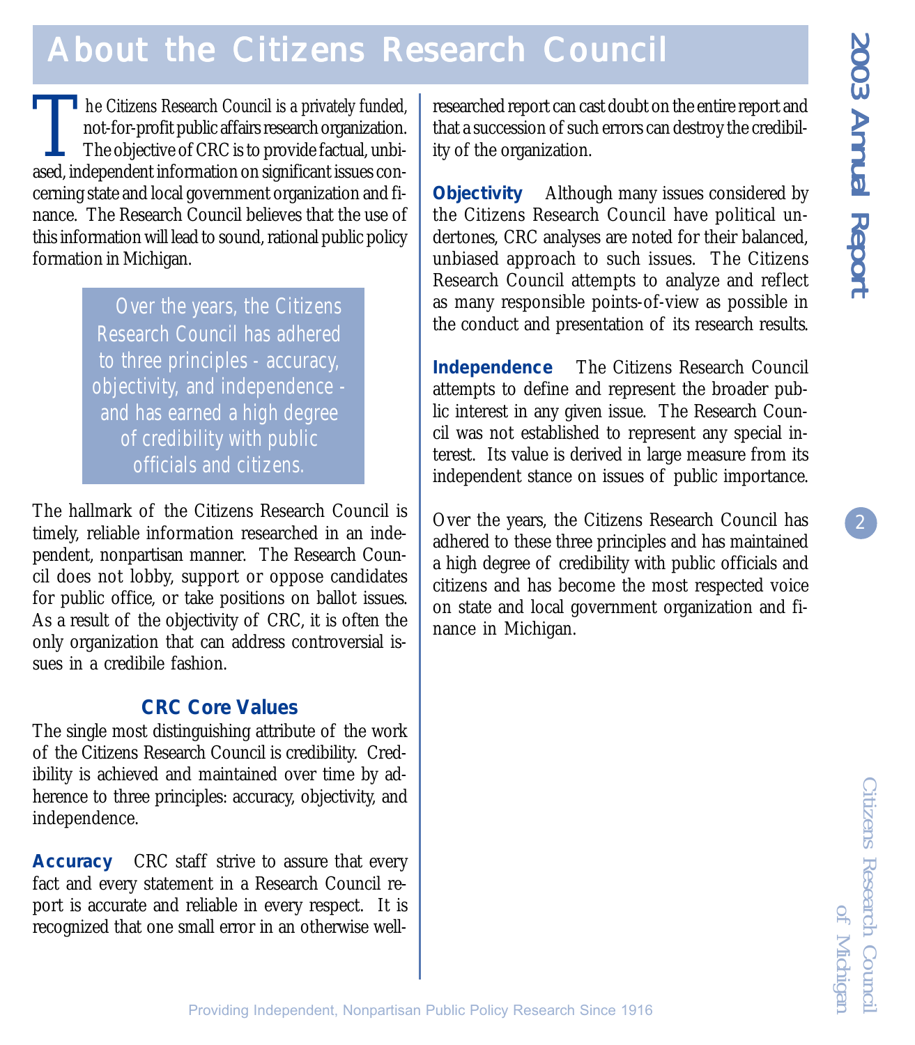# About the Citizens Research Council

The Citizens Research Council is a privately funded, not-for-profit public affairs research organization. The objective of CRC is to provide factual, unbiased, independent information on significant issues concerning state and local government organization and finance. The Research Council believes that the use of this information will lead to sound, rational public policy formation in Michigan.

> Over the years, the Citizens Research Council has adhered to three principles - accuracy, objectivity, and independence - and has earned a high degree of credibility with public officials and citizens.

The hallmark of the Citizens Research Council is timely, reliable information researched in an independent, nonpartisan manner. The Research Council does not lobby, support or oppose candidates for public office, or take positions on ballot issues. As a result of the objectivity of CRC, it is often the only organization that can address controversial issues in a credibile fashion.

## CRC Core Values

The single most distinguishing attribute of the work of the Citizens Research Council is credibility. Credibility is achieved and maintained over time by adherence to three principles: accuracy, objectivity, and independence.

**Accuracy** CRC staff strive to assure that every fact and every statement in a Research Council report is accurate and reliable in every respect. It is recognized that one small error in an otherwise well-researched report can cast doubt on the entire report and that a succession of such errors can destroy the credibility of the organization.

**Objectivity** Although many issues considered by the Citizens Research Council have political undertones, CRC analyses are noted for their balanced, unbiased approach to such issues. The Citizens Research Council attempts to analyze and reflect as many responsible points-of-view as possible in the conduct and presentation of its research results.

**Independence** The Citizens Research Council attempts to define and represent the broader public interest in any given issue. The Research Council was not established to represent any special interest. Its value is derived in large measure from its independent stance on issues of public importance.

Over the years, the Citizens Research Council has adhered to these three principles and has maintained a high degree of credibility with public officials and citizens and has become the most respected voice on state and local government organization and finance in Michigan.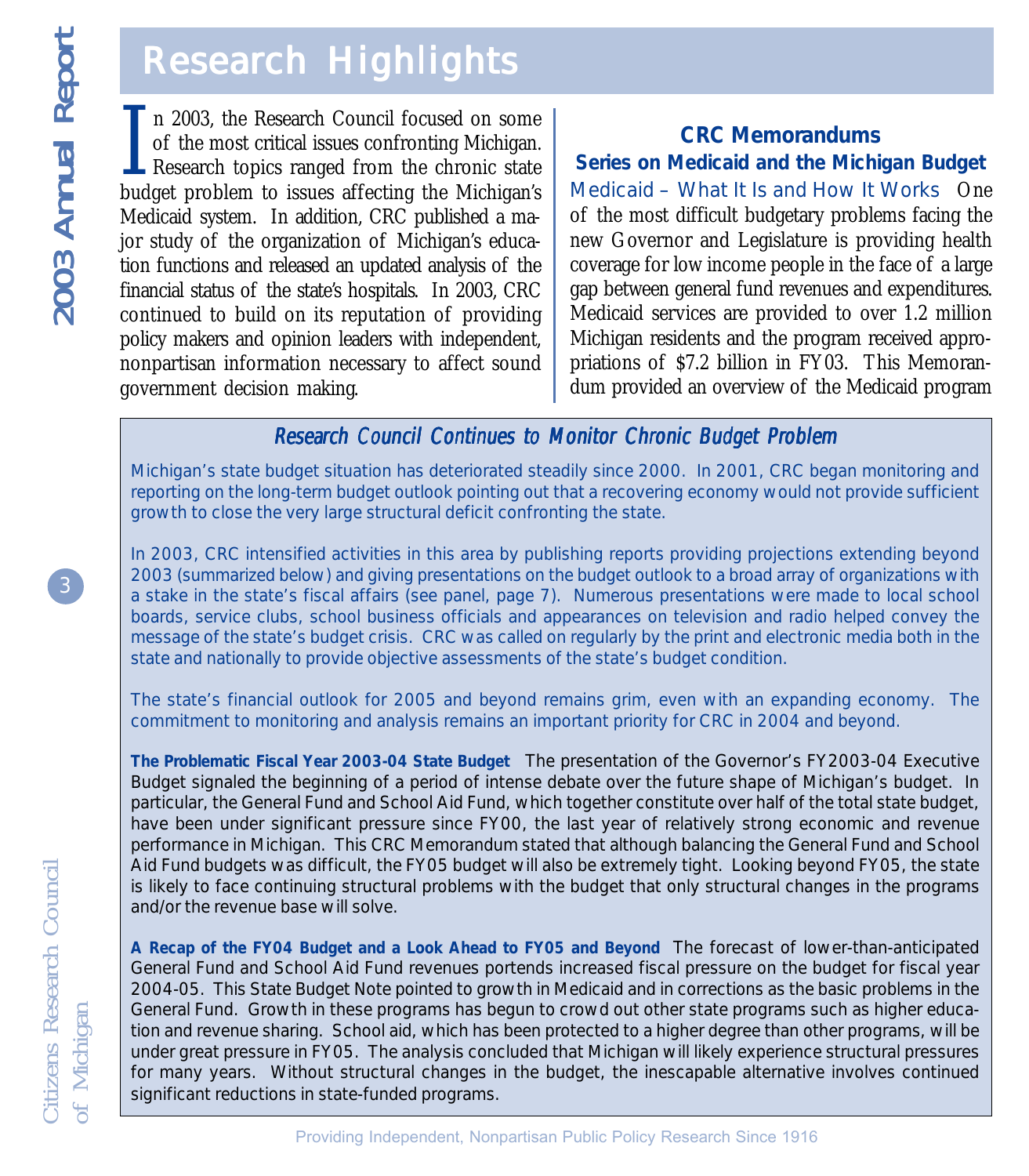# Research Highlights

In 2003, the Research Council focused on some of the most critical issues confronting Michigan. Research topics ranged from the chronic state budget problem to issues affecting the Michigan's Medicaid system. In addition, CRC published a major study of the organization of Michigan's education functions and released an updated analysis of the financial status of the state's hospitals. In 2003, CRC continued to build on its reputation of providing policy makers and opinion leaders with independent, nonpartisan information necessary to affect sound government decision making.

## CRC Memorandums

### Series on Medicaid and the Michigan Budget

Medicaid – What It Is and How It Works One of the most difficult budgetary problems facing the new Governor and Legislature is providing health coverage for low income people in the face of a large gap between general fund revenues and expenditures. Medicaid services are provided to over 1.2 million Michigan residents and the program received appropriations of $7.2 billion in FY03. This Memorandum provided an overview of the Medicaid program

### *Research Council Continues to Monitor Chronic Budget Problem*

Michigan's state budget situation has deteriorated steadily since 2000. In 2001, CRC began monitoring and reporting on the long-term budget outlook pointing out that a recovering economy would not provide sufficient growth to close the very large structural deficit confronting the state.

In 2003, CRC intensified activities in this area by publishing reports providing projections extending beyond 2003 (summarized below) and giving presentations on the budget outlook to a broad array of organizations with a stake in the state's fiscal affairs (see panel, page 7). Numerous presentations were made to local school boards, service clubs, school business officials and appearances on television and radio helped convey the message of the state's budget crisis. CRC was called on regularly by the print and electronic media both in the state and nationally to provide objective assessments of the state's budget condition.

The state's financial outlook for 2005 and beyond remains grim, even with an expanding economy. The commitment to monitoring and analysis remains an important priority for CRC in 2004 and beyond.

**The Problematic Fiscal Year 2003-04 State Budget** The presentation of the Governor's FY2003-04 Executive Budget signaled the beginning of a period of intense debate over the future shape of Michigan's budget. In particular, the General Fund and School Aid Fund, which together constitute over half of the total state budget, have been under significant pressure since FY00, the last year of relatively strong economic and revenue performance in Michigan. This CRC Memorandum stated that although balancing the General Fund and School Aid Fund budgets was difficult, the FY05 budget will also be extremely tight. Looking beyond FY05, the state is likely to face continuing structural problems with the budget that only structural changes in the programs and/or the revenue base will solve.

**A Recap of the FY04 Budget and a Look Ahead to FY05 and Beyond** The forecast of lower-than-anticipated General Fund and School Aid Fund revenues portends increased fiscal pressure on the budget for fiscal year 2004-05. This State Budget Note pointed to growth in Medicaid and in corrections as the basic problems in the General Fund. Growth in these programs has begun to crowd out other state programs such as higher education and revenue sharing. School aid, which has been protected to a higher degree than other programs, will be under great pressure in FY05. The analysis concluded that Michigan will likely experience structural pressures for many years. Without structural changes in the budget, the inescapable alternative involves continued significant reductions in state-funded programs.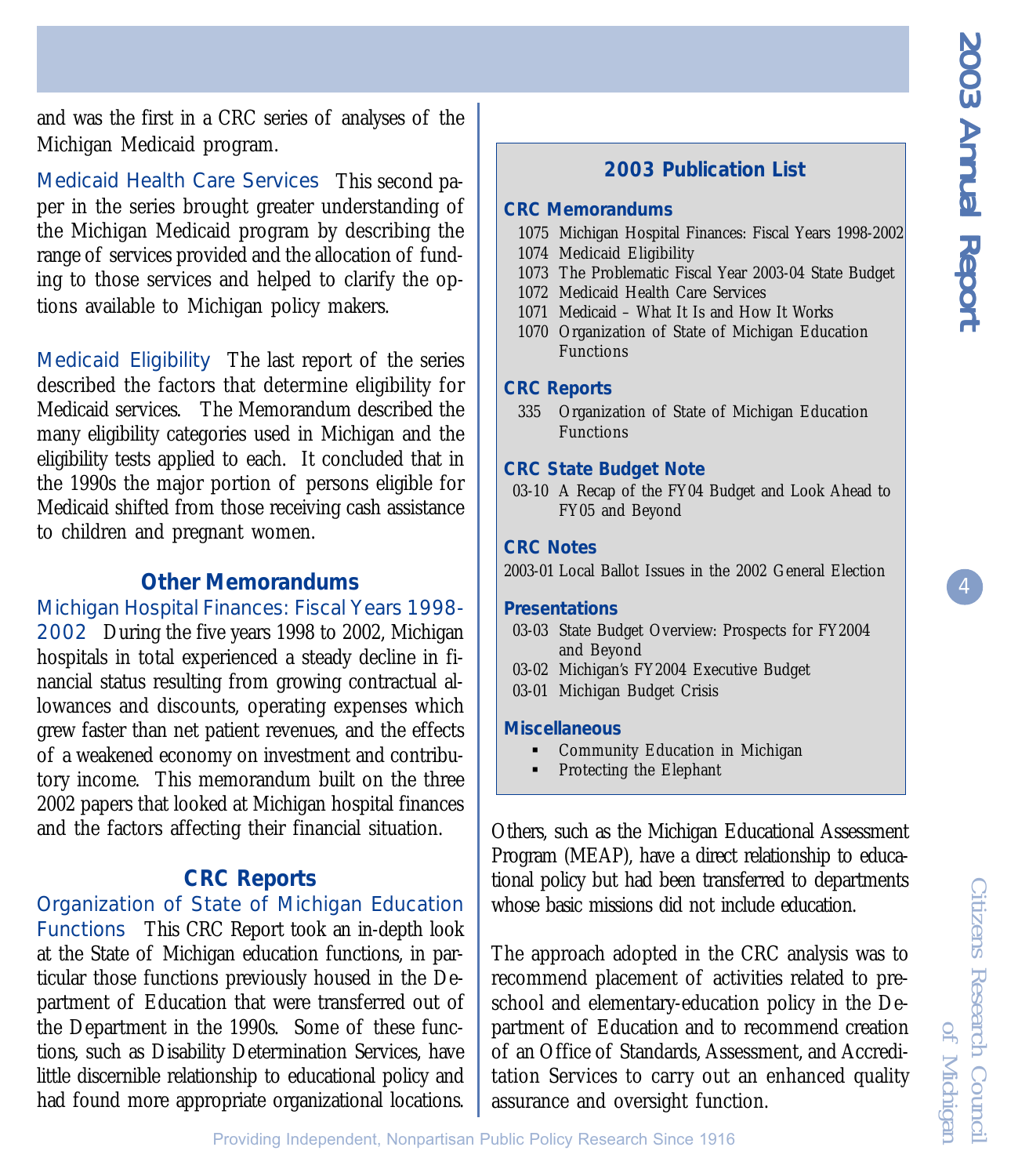and was the first in a CRC series of analyses of the Michigan Medicaid program.

Medicaid Health Care Services  This second paper in the series brought greater understanding of the Michigan Medicaid program by describing the range of services provided and the allocation of funding to those services and helped to clarify the options available to Michigan policy makers.

Medicaid Eligibility  The last report of the series described the factors that determine eligibility for Medicaid services. The Memorandum described the many eligibility categories used in Michigan and the eligibility tests applied to each. It concluded that in the 1990s the major portion of persons eligible for Medicaid shifted from those receiving cash assistance to children and pregnant women.

## Other Memorandums

Michigan Hospital Finances: Fiscal Years 1998-2002  During the five years 1998 to 2002, Michigan hospitals in total experienced a steady decline in financial status resulting from growing contractual allowances and discounts, operating expenses which grew faster than net patient revenues, and the effects of a weakened economy on investment and contributory income. This memorandum built on the three 2002 papers that looked at Michigan hospital finances and the factors affecting their financial situation.

## CRC Reports

Organization of State of Michigan Education Functions  This CRC Report took an in-depth look at the State of Michigan education functions, in particular those functions previously housed in the Department of Education that were transferred out of the Department in the 1990s. Some of these functions, such as Disability Determination Services, have little discernible relationship to educational policy and had found more appropriate organizational locations. Others, such as the Michigan Educational Assessment Program (MEAP), have a direct relationship to educational policy but had been transferred to departments whose basic missions did not include education.

The approach adopted in the CRC analysis was to recommend placement of activities related to preschool and elementary-education policy in the Department of Education and to recommend creation of an Office of Standards, Assessment, and Accreditation Services to carry out an enhanced quality assurance and oversight function.

### 2003 Publication List

**CRC Memorandums**

- 1075 Michigan Hospital Finances: Fiscal Years 1998-2002
- 1074 Medicaid Eligibility
- 1073 The Problematic Fiscal Year 2003-04 State Budget
- 1072 Medicaid Health Care Services
- 1071 Medicaid – What It Is and How It Works
- 1070 Organization of State of Michigan Education Functions

**CRC Reports**

- 335 Organization of State of Michigan Education Functions

**CRC State Budget Note**

- 03-10 A Recap of the FY04 Budget and Look Ahead to FY05 and Beyond

**CRC Notes**

- 2003-01 Local Ballot Issues in the 2002 General Election

**Presentations**

- 03-03 State Budget Overview: Prospects for FY2004 and Beyond
- 03-02 Michigan's FY2004 Executive Budget
- 03-01 Michigan Budget Crisis

**Miscellaneous**

- Community Education in Michigan
- Protecting the Elephant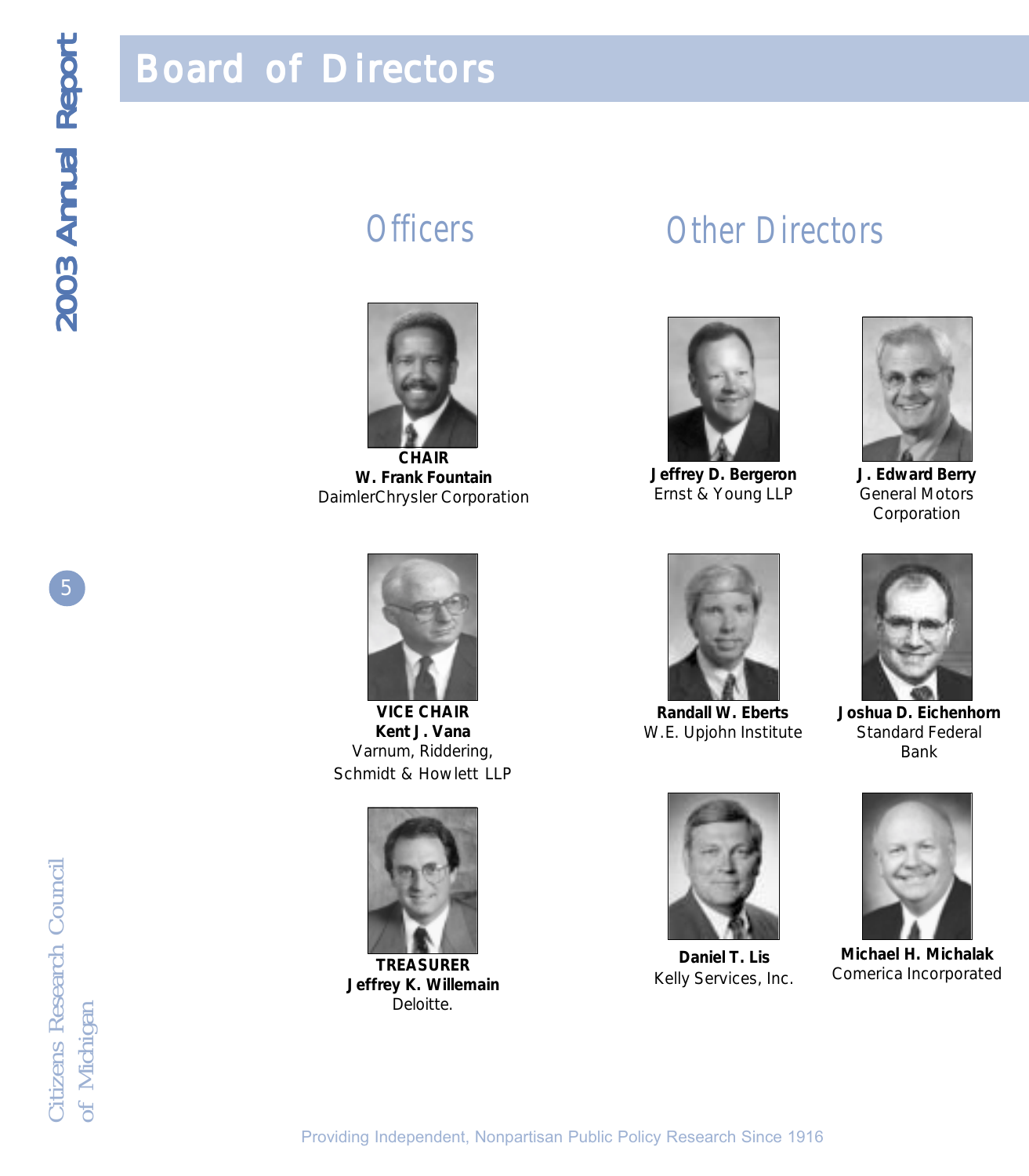# Board of Directors

## Officers

**CHAIR**
**W. Frank Fountain**
DaimlerChrysler Corporation

**VICE CHAIR**
**Kent J. Vana**
Varnum, Riddering, Schmidt & Howlett LLP

**TREASURER**
**Jeffrey K. Willemain**
Deloitte.

## Other Directors

**Jeffrey D. Bergeron**
Ernst & Young LLP

**J. Edward Berry**
General Motors Corporation

**Randall W. Eberts**
W.E. Upjohn Institute

**Joshua D. Eichenhorn**
Standard Federal Bank

**Daniel T. Lis**
Kelly Services, Inc.

**Michael H. Michalak**
Comerica Incorporated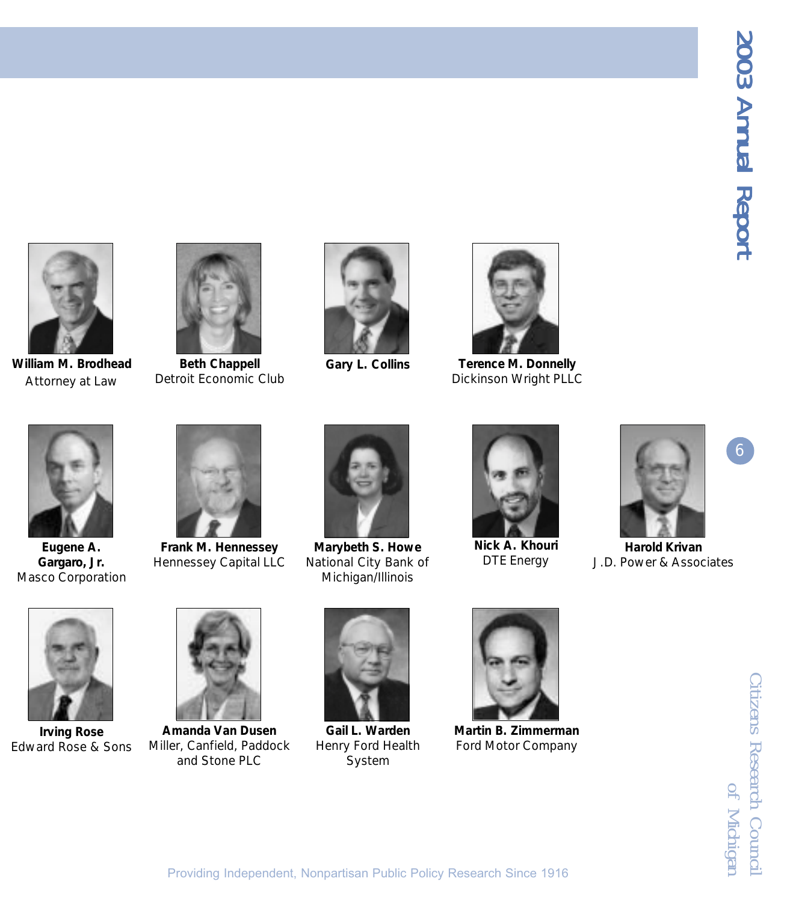**William M. Brodhead**
Attorney at Law

**Beth Chappell**
Detroit Economic Club

**Gary L. Collins**

**Terence M. Donnelly**
Dickinson Wright PLLC

**Eugene A. Gargaro, Jr.**
Masco Corporation

**Frank M. Hennessey**
Hennessey Capital LLC

**Marybeth S. Howe**
National City Bank of Michigan/Illinois

**Nick A. Khouri**
DTE Energy

**Harold Krivan**
J.D. Power & Associates

**Irving Rose**
Edward Rose & Sons

**Amanda Van Dusen**
Miller, Canfield, Paddock and Stone PLC

**Gail L. Warden**
Henry Ford Health System

**Martin B. Zimmerman**
Ford Motor Company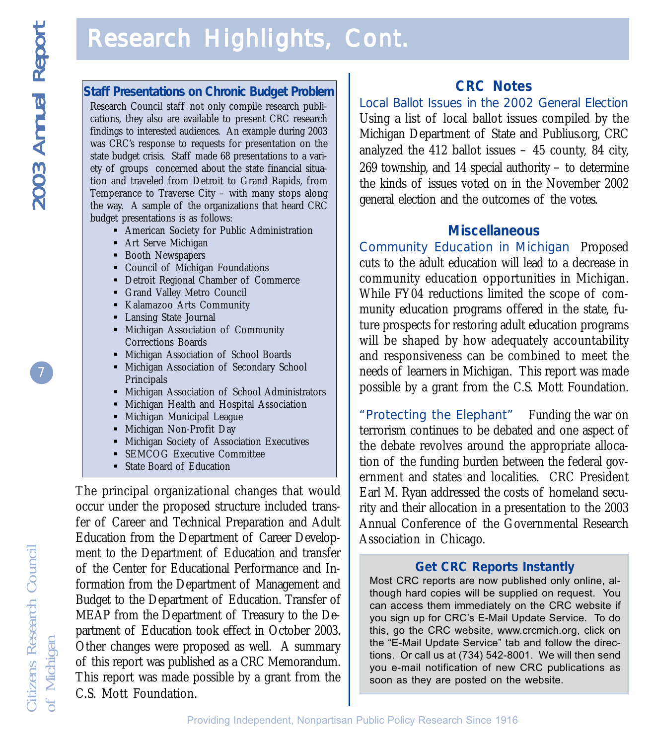# Research Highlights, Cont.

### Staff Presentations on Chronic Budget Problem

Research Council staff not only compile research publications, they also are available to present CRC research findings to interested audiences. An example during 2003 was CRC's response to requests for presentation on the state budget crisis. Staff made 68 presentations to a variety of groups concerned about the state financial situation and traveled from Detroit to Grand Rapids, from Temperance to Traverse City – with many stops along the way. A sample of the organizations that heard CRC budget presentations is as follows:

- American Society for Public Administration
- Art Serve Michigan
- Booth Newspapers
- Council of Michigan Foundations
- Detroit Regional Chamber of Commerce
- Grand Valley Metro Council
- Kalamazoo Arts Community
- Lansing State Journal
- Michigan Association of Community Corrections Boards
- Michigan Association of School Boards
- Michigan Association of Secondary School Principals
- Michigan Association of School Administrators
- Michigan Health and Hospital Association
- Michigan Municipal League
- Michigan Non-Profit Day
- Michigan Society of Association Executives
- SEMCOG Executive Committee
- State Board of Education

The principal organizational changes that would occur under the proposed structure included transfer of Career and Technical Preparation and Adult Education from the Department of Career Development to the Department of Education and transfer of the Center for Educational Performance and Information from the Department of Management and Budget to the Department of Education. Transfer of MEAP from the Department of Treasury to the Department of Education took effect in October 2003. Other changes were proposed as well. A summary of this report was published as a CRC Memorandum. This report was made possible by a grant from the C.S. Mott Foundation.

## CRC Notes

**Local Ballot Issues in the 2002 General Election** Using a list of local ballot issues compiled by the Michigan Department of State and Publius.org, CRC analyzed the 412 ballot issues – 45 county, 84 city, 269 township, and 14 special authority – to determine the kinds of issues voted on in the November 2002 general election and the outcomes of the votes.

## Miscellaneous

**Community Education in Michigan** Proposed cuts to the adult education will lead to a decrease in community education opportunities in Michigan. While FY04 reductions limited the scope of community education programs offered in the state, future prospects for restoring adult education programs will be shaped by how adequately accountability and responsiveness can be combined to meet the needs of learners in Michigan. This report was made possible by a grant from the C.S. Mott Foundation.

**"Protecting the Elephant"** Funding the war on terrorism continues to be debated and one aspect of the debate revolves around the appropriate allocation of the funding burden between the federal government and states and localities. CRC President Earl M. Ryan addressed the costs of homeland security and their allocation in a presentation to the 2003 Annual Conference of the Governmental Research Association in Chicago.

### Get CRC Reports Instantly

Most CRC reports are now published only online, although hard copies will be supplied on request. You can access them immediately on the CRC website if you sign up for CRC's E-Mail Update Service. To do this, go the CRC website, www.crcmich.org, click on the "E-Mail Update Service" tab and follow the directions. Or call us at (734) 542-8001. We will then send you e-mail notification of new CRC publications as soon as they are posted on the website.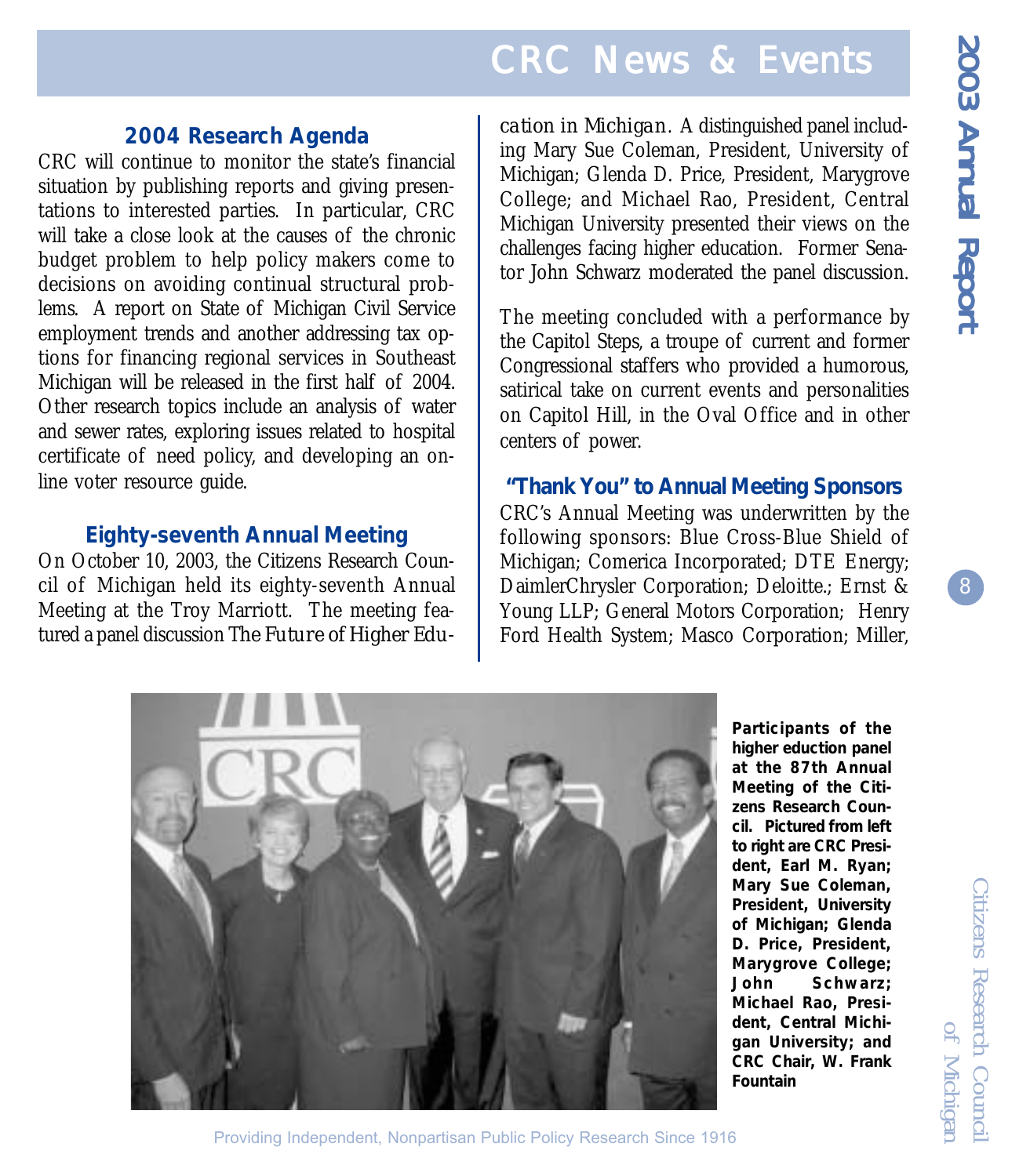# CRC News & Events

### 2004 Research Agenda

CRC will continue to monitor the state's financial situation by publishing reports and giving presentations to interested parties. In particular, CRC will take a close look at the causes of the chronic budget problem to help policy makers come to decisions on avoiding continual structural problems. A report on State of Michigan Civil Service employment trends and another addressing tax options for financing regional services in Southeast Michigan will be released in the first half of 2004. Other research topics include an analysis of water and sewer rates, exploring issues related to hospital certificate of need policy, and developing an online voter resource guide.

### Eighty-seventh Annual Meeting

On October 10, 2003, the Citizens Research Council of Michigan held its eighty-seventh Annual Meeting at the Troy Marriott. The meeting featured a panel discussion *The Future of Higher Education in Michigan*. A distinguished panel including Mary Sue Coleman, President, University of Michigan; Glenda D. Price, President, Marygrove College; and Michael Rao, President, Central Michigan University presented their views on the challenges facing higher education. Former Senator John Schwarz moderated the panel discussion.

The meeting concluded with a performance by the Capitol Steps, a troupe of current and former Congressional staffers who provided a humorous, satirical take on current events and personalities on Capitol Hill, in the Oval Office and in other centers of power.

### "Thank You" to Annual Meeting Sponsors

CRC's Annual Meeting was underwritten by the following sponsors: Blue Cross-Blue Shield of Michigan; Comerica Incorporated; DTE Energy; DaimlerChrysler Corporation; Deloitte.; Ernst & Young LLP; General Motors Corporation; Henry Ford Health System; Masco Corporation; Miller,

**Participants of the higher eduction panel at the 87th Annual Meeting of the Citizens Research Council. Pictured from left to right are CRC President, Earl M. Ryan; Mary Sue Coleman, President, University of Michigan; Glenda D. Price, President, Marygrove College; John Schwarz; Michael Rao, President, Central Michigan University; and CRC Chair, W. Frank Fountain**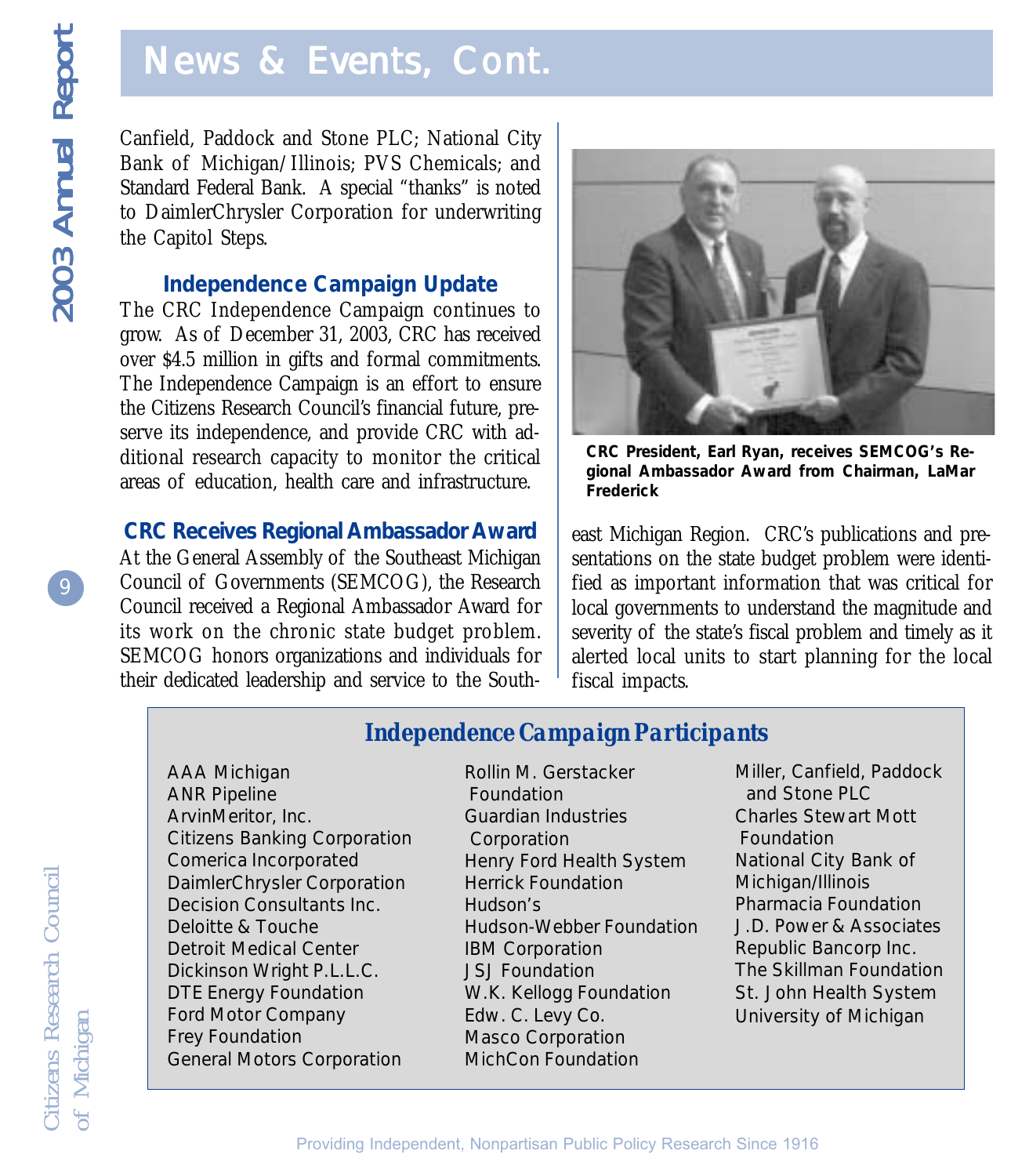# News & Events, Cont.

Canfield, Paddock and Stone PLC; National City Bank of Michigan/Illinois; PVS Chemicals; and Standard Federal Bank. A special "thanks" is noted to DaimlerChrysler Corporation for underwriting the Capitol Steps.

### Independence Campaign Update

The CRC Independence Campaign continues to grow. As of December 31, 2003, CRC has received over $4.5 million in gifts and formal commitments. The Independence Campaign is an effort to ensure the Citizens Research Council's financial future, preserve its independence, and provide CRC with additional research capacity to monitor the critical areas of education, health care and infrastructure.

### CRC Receives Regional Ambassador Award

At the General Assembly of the Southeast Michigan Council of Governments (SEMCOG), the Research Council received a Regional Ambassador Award for its work on the chronic state budget problem. SEMCOG honors organizations and individuals for their dedicated leadership and service to the Southeast Michigan Region. CRC's publications and presentations on the state budget problem were identified as important information that was critical for local governments to understand the magnitude and severity of the state's fiscal problem and timely as it alerted local units to start planning for the local fiscal impacts.

**CRC President, Earl Ryan, receives SEMCOG's Regional Ambassador Award from Chairman, LaMar Frederick**

## *Independence Campaign Participants*

- AAA Michigan
- ANR Pipeline
- ArvinMeritor, Inc.
- Citizens Banking Corporation
- Comerica Incorporated
- DaimlerChrysler Corporation
- Decision Consultants Inc.
- Deloitte & Touche
- Detroit Medical Center
- Dickinson Wright P.L.L.C.
- DTE Energy Foundation
- Ford Motor Company
- Frey Foundation
- General Motors Corporation
- Rollin M. Gerstacker Foundation
- Guardian Industries Corporation
- Henry Ford Health System
- Herrick Foundation
- Hudson's
- Hudson-Webber Foundation
- IBM Corporation
- JSJ Foundation
- W.K. Kellogg Foundation
- Edw. C. Levy Co.
- Masco Corporation
- MichCon Foundation
- Miller, Canfield, Paddock and Stone PLC
- Charles Stewart Mott Foundation
- National City Bank of Michigan/Illinois
- Pharmacia Foundation
- J.D. Power & Associates
- Republic Bancorp Inc.
- The Skillman Foundation
- St. John Health System
- University of Michigan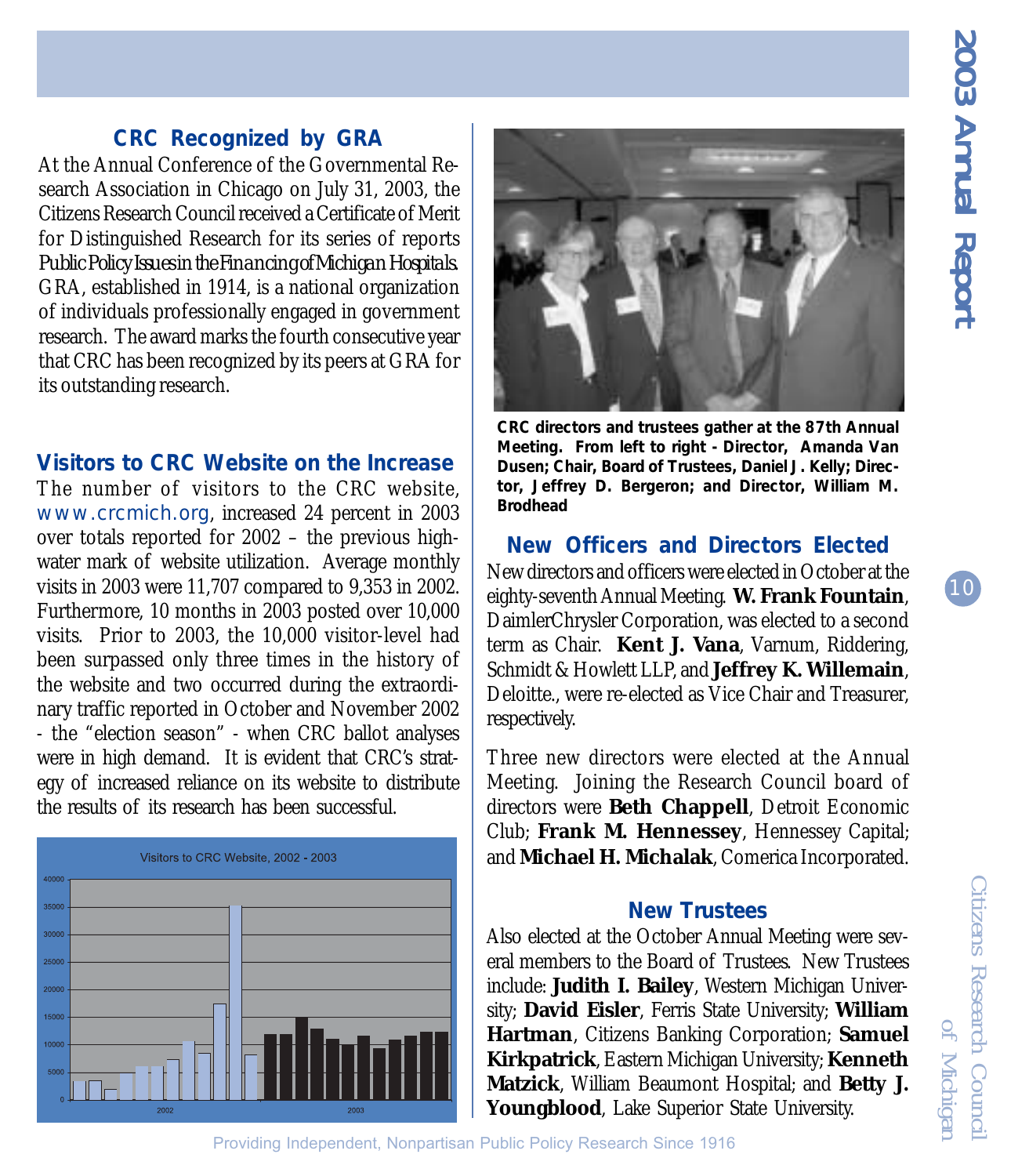## CRC Recognized by GRA

At the Annual Conference of the Governmental Research Association in Chicago on July 31, 2003, the Citizens Research Council received a Certificate of Merit for Distinguished Research for its series of reports *Public Policy Issues in the Financing of Michigan Hospitals.* GRA, established in 1914, is a national organization of individuals professionally engaged in government research. The award marks the fourth consecutive year that CRC has been recognized by its peers at GRA for its outstanding research.

## Visitors to CRC Website on the Increase

The number of visitors to the CRC website, www.crcmich.org, increased 24 percent in 2003 over totals reported for 2002 – the previous high-water mark of website utilization. Average monthly visits in 2003 were 11,707 compared to 9,353 in 2002. Furthermore, 10 months in 2003 posted over 10,000 visits. Prior to 2003, the 10,000 visitor-level had been surpassed only three times in the history of the website and two occurred during the extraordinary traffic reported in October and November 2002 - the "election season" - when CRC ballot analyses were in high demand. It is evident that CRC's strategy of increased reliance on its website to distribute the results of its research has been successful.

Visitors to CRC Website, 2002 - 2003

CRC directors and trustees gather at the 87th Annual Meeting. From left to right - Director, Amanda Van Dusen; Chair, Board of Trustees, Daniel J. Kelly; Director, Jeffrey D. Bergeron; and Director, William M. Brodhead

## New Officers and Directors Elected

New directors and officers were elected in October at the eighty-seventh Annual Meeting. **W. Frank Fountain**, DaimlerChrysler Corporation, was elected to a second term as Chair. **Kent J. Vana**, Varnum, Riddering, Schmidt & Howlett LLP, and **Jeffrey K. Willemain**, Deloitte., were re-elected as Vice Chair and Treasurer, respectively.

Three new directors were elected at the Annual Meeting. Joining the Research Council board of directors were **Beth Chappell**, Detroit Economic Club; **Frank M. Hennessey**, Hennessey Capital; and **Michael H. Michalak**, Comerica Incorporated.

## New Trustees

Also elected at the October Annual Meeting were several members to the Board of Trustees. New Trustees include: **Judith I. Bailey**, Western Michigan University; **David Eisler**, Ferris State University; **William Hartman**, Citizens Banking Corporation; **Samuel Kirkpatrick**, Eastern Michigan University; **Kenneth Matzick**, William Beaumont Hospital; and **Betty J. Youngblood**, Lake Superior State University.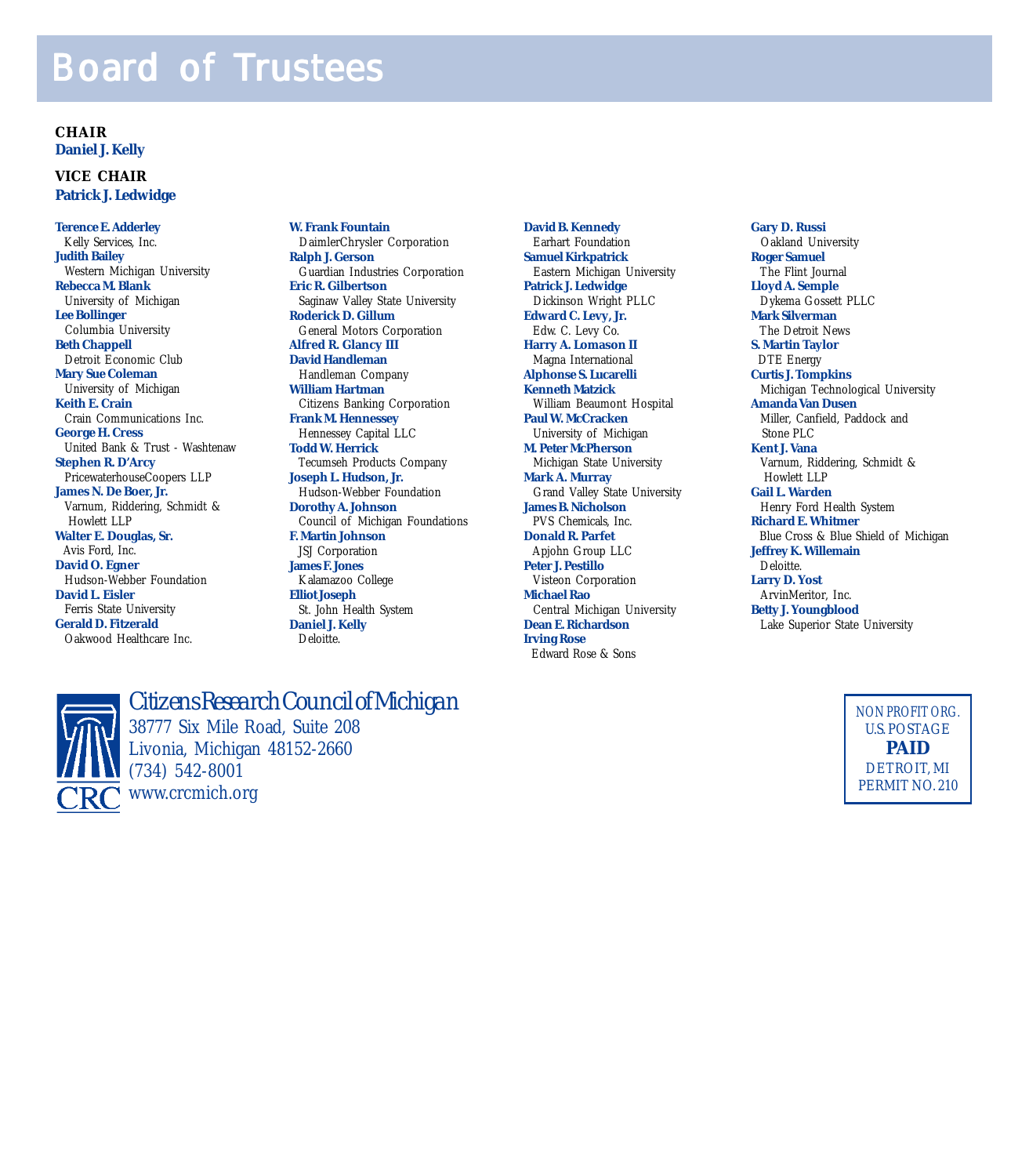# Board of Trustees

**CHAIR**
**Daniel J. Kelly**

**VICE CHAIR**
**Patrick J. Ledwidge**

**Terence E. Adderley**
Kelly Services, Inc.
**Judith Bailey**
Western Michigan University
**Rebecca M. Blank**
University of Michigan
**Lee Bollinger**
Columbia University
**Beth Chappell**
Detroit Economic Club
**Mary Sue Coleman**
University of Michigan
**Keith E. Crain**
Crain Communications Inc.
**George H. Cress**
United Bank & Trust - Washtenaw
**Stephen R. D'Arcy**
PricewaterhouseCoopers LLP
**James N. De Boer, Jr.**
Varnum, Riddering, Schmidt & Howlett LLP
**Walter E. Douglas, Sr.**
Avis Ford, Inc.
**David O. Egner**
Hudson-Webber Foundation
**David L. Eisler**
Ferris State University
**Gerald D. Fitzerald**
Oakwood Healthcare Inc.

**W. Frank Fountain**
DaimlerChrysler Corporation
**Ralph J. Gerson**
Guardian Industries Corporation
**Eric R. Gilbertson**
Saginaw Valley State University
**Roderick D. Gillum**
General Motors Corporation
**Alfred R. Glancy III**
**David Handleman**
Handleman Company
**William Hartman**
Citizens Banking Corporation
**Frank M. Hennessey**
Hennessey Capital LLC
**Todd W. Herrick**
Tecumseh Products Company
**Joseph L. Hudson, Jr.**
Hudson-Webber Foundation
**Dorothy A. Johnson**
Council of Michigan Foundations
**F. Martin Johnson**
JSJ Corporation
**James F. Jones**
Kalamazoo College
**Elliot Joseph**
St. John Health System
**Daniel J. Kelly**
Deloitte.

**David B. Kennedy**
Earhart Foundation
**Samuel Kirkpatrick**
Eastern Michigan University
**Patrick J. Ledwidge**
Dickinson Wright PLLC
**Edward C. Levy, Jr.**
Edw. C. Levy Co.
**Harry A. Lomason II**
Magna International
**Alphonse S. Lucarelli**
**Kenneth Matzick**
William Beaumont Hospital
**Paul W. McCracken**
University of Michigan
**M. Peter McPherson**
Michigan State University
**Mark A. Murray**
Grand Valley State University
**James B. Nicholson**
PVS Chemicals, Inc.
**Donald R. Parfet**
Apjohn Group LLC
**Peter J. Pestillo**
Visteon Corporation
**Michael Rao**
Central Michigan University
**Dean E. Richardson**
**Irving Rose**
Edward Rose & Sons

**Gary D. Russi**
Oakland University
**Roger Samuel**
The Flint Journal
**Lloyd A. Semple**
Dykema Gossett PLLC
**Mark Silverman**
The Detroit News
**S. Martin Taylor**
DTE Energy
**Curtis J. Tompkins**
Michigan Technological University
**Amanda Van Dusen**
Miller, Canfield, Paddock and Stone PLC
**Kent J. Vana**
Varnum, Riddering, Schmidt & Howlett LLP
**Gail L. Warden**
Henry Ford Health System
**Richard E. Whitmer**
Blue Cross & Blue Shield of Michigan
**Jeffrey K. Willemain**
Deloitte.
**Larry D. Yost**
ArvinMeritor, Inc.
**Betty J. Youngblood**
Lake Superior State University

CRC

Citizens Research Council of Michigan
38777 Six Mile Road, Suite 208
Livonia, Michigan 48152-2660
(734) 542-8001
www.crcmich.org

NON PROFIT ORG.
U.S. POSTAGE
**PAID**
DETROIT, MI
PERMIT NO. 210